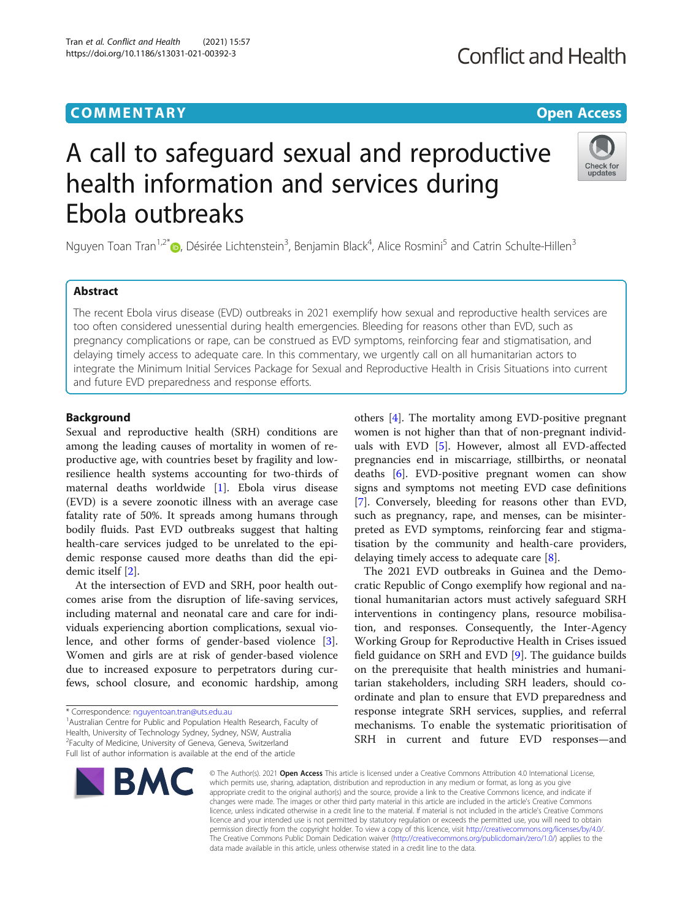COMMENTARY

Open Access

# A call to safeguard sexual and reproductive health information and services during Ebola outbreaks

Nguyen Toan Tran[1,2*], Désirée Lichtenstein[3], Benjamin Black[4], Alice Rosmini[5] and Catrin Schulte-Hillen[3]

## Abstract

The recent Ebola virus disease (EVD) outbreaks in 2021 exemplify how sexual and reproductive health services are too often considered unessential during health emergencies. Bleeding for reasons other than EVD, such as pregnancy complications or rape, can be construed as EVD symptoms, reinforcing fear and stigmatisation, and delaying timely access to adequate care. In this commentary, we urgently call on all humanitarian actors to integrate the Minimum Initial Services Package for Sexual and Reproductive Health in Crisis Situations into current and future EVD preparedness and response efforts.

## Background

Sexual and reproductive health (SRH) conditions are among the leading causes of mortality in women of reproductive age, with countries beset by fragility and low-resilience health systems accounting for two-thirds of maternal deaths worldwide [1]. Ebola virus disease (EVD) is a severe zoonotic illness with an average case fatality rate of 50%. It spreads among humans through bodily fluids. Past EVD outbreaks suggest that halting health-care services judged to be unrelated to the epidemic response caused more deaths than did the epidemic itself [2].

At the intersection of EVD and SRH, poor health outcomes arise from the disruption of life-saving services, including maternal and neonatal care and care for individuals experiencing abortion complications, sexual violence, and other forms of gender-based violence [3]. Women and girls are at risk of gender-based violence due to increased exposure to perpetrators during curfews, school closure, and economic hardship, among others [4]. The mortality among EVD-positive pregnant women is not higher than that of non-pregnant individuals with EVD [5]. However, almost all EVD-affected pregnancies end in miscarriage, stillbirths, or neonatal deaths [6]. EVD-positive pregnant women can show signs and symptoms not meeting EVD case definitions [7]. Conversely, bleeding for reasons other than EVD, such as pregnancy, rape, and menses, can be misinterpreted as EVD symptoms, reinforcing fear and stigmatisation by the community and health-care providers, delaying timely access to adequate care [8].

The 2021 EVD outbreaks in Guinea and the Democratic Republic of Congo exemplify how regional and national humanitarian actors must actively safeguard SRH interventions in contingency plans, resource mobilisation, and responses. Consequently, the Inter-Agency Working Group for Reproductive Health in Crises issued field guidance on SRH and EVD [9]. The guidance builds on the prerequisite that health ministries and humanitarian stakeholders, including SRH leaders, should coordinate and plan to ensure that EVD preparedness and response integrate SRH services, supplies, and referral mechanisms. To enable the systematic prioritisation of SRH in current and future EVD responses—and

* Correspondence: nguyentoan.tran@uts.edu.au
[1]Australian Centre for Public and Population Health Research, Faculty of Health, University of Technology Sydney, Sydney, NSW, Australia
[2]Faculty of Medicine, University of Geneva, Geneva, Switzerland
Full list of author information is available at the end of the article

© The Author(s). 2021 **Open Access** This article is licensed under a Creative Commons Attribution 4.0 International License, which permits use, sharing, adaptation, distribution and reproduction in any medium or format, as long as you give appropriate credit to the original author(s) and the source, provide a link to the Creative Commons licence, and indicate if changes were made. The images or other third party material in this article are included in the article's Creative Commons licence, unless indicated otherwise in a credit line to the material. If material is not included in the article's Creative Commons licence and your intended use is not permitted by statutory regulation or exceeds the permitted use, you will need to obtain permission directly from the copyright holder. To view a copy of this licence, visit http://creativecommons.org/licenses/by/4.0/. The Creative Commons Public Domain Dedication waiver (http://creativecommons.org/publicdomain/zero/1.0/) applies to the data made available in this article, unless otherwise stated in a credit line to the data.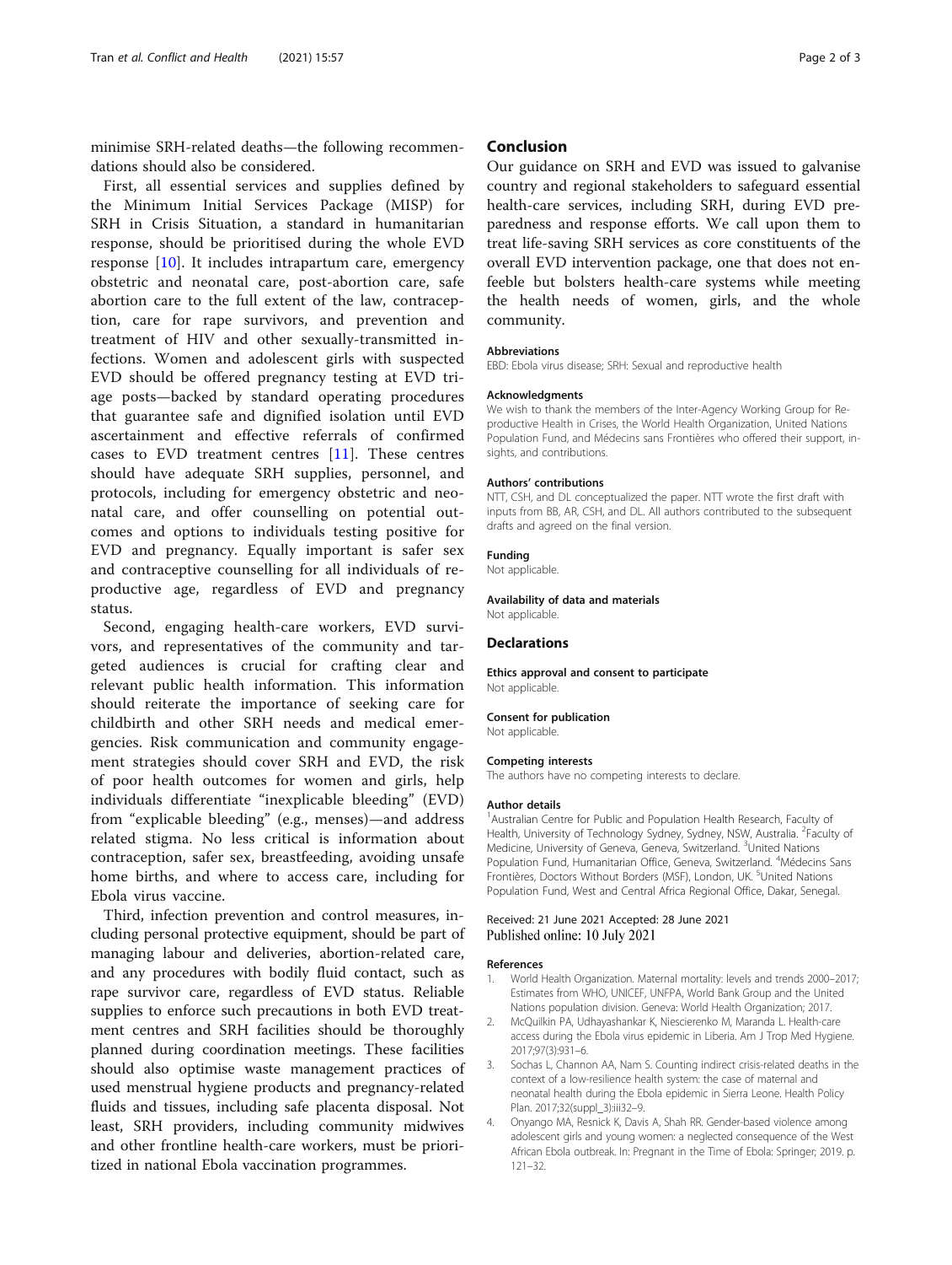minimise SRH-related deaths—the following recommendations should also be considered.

First, all essential services and supplies defined by the Minimum Initial Services Package (MISP) for SRH in Crisis Situation, a standard in humanitarian response, should be prioritised during the whole EVD response [10]. It includes intrapartum care, emergency obstetric and neonatal care, post-abortion care, safe abortion care to the full extent of the law, contraception, care for rape survivors, and prevention and treatment of HIV and other sexually-transmitted infections. Women and adolescent girls with suspected EVD should be offered pregnancy testing at EVD triage posts—backed by standard operating procedures that guarantee safe and dignified isolation until EVD ascertainment and effective referrals of confirmed cases to EVD treatment centres [11]. These centres should have adequate SRH supplies, personnel, and protocols, including for emergency obstetric and neonatal care, and offer counselling on potential outcomes and options to individuals testing positive for EVD and pregnancy. Equally important is safer sex and contraceptive counselling for all individuals of reproductive age, regardless of EVD and pregnancy status.

Second, engaging health-care workers, EVD survivors, and representatives of the community and targeted audiences is crucial for crafting clear and relevant public health information. This information should reiterate the importance of seeking care for childbirth and other SRH needs and medical emergencies. Risk communication and community engagement strategies should cover SRH and EVD, the risk of poor health outcomes for women and girls, help individuals differentiate "inexplicable bleeding" (EVD) from "explicable bleeding" (e.g., menses)—and address related stigma. No less critical is information about contraception, safer sex, breastfeeding, avoiding unsafe home births, and where to access care, including for Ebola virus vaccine.

Third, infection prevention and control measures, including personal protective equipment, should be part of managing labour and deliveries, abortion-related care, and any procedures with bodily fluid contact, such as rape survivor care, regardless of EVD status. Reliable supplies to enforce such precautions in both EVD treatment centres and SRH facilities should be thoroughly planned during coordination meetings. These facilities should also optimise waste management practices of used menstrual hygiene products and pregnancy-related fluids and tissues, including safe placenta disposal. Not least, SRH providers, including community midwives and other frontline health-care workers, must be prioritized in national Ebola vaccination programmes.

## Conclusion

Our guidance on SRH and EVD was issued to galvanise country and regional stakeholders to safeguard essential health-care services, including SRH, during EVD preparedness and response efforts. We call upon them to treat life-saving SRH services as core constituents of the overall EVD intervention package, one that does not enfeeble but bolsters health-care systems while meeting the health needs of women, girls, and the whole community.

#### Abbreviations

EBD: Ebola virus disease; SRH: Sexual and reproductive health

#### Acknowledgments

We wish to thank the members of the Inter-Agency Working Group for Reproductive Health in Crises, the World Health Organization, United Nations Population Fund, and Médecins sans Frontières who offered their support, insights, and contributions.

#### Authors' contributions

NTT, CSH, and DL conceptualized the paper. NTT wrote the first draft with inputs from BB, AR, CSH, and DL. All authors contributed to the subsequent drafts and agreed on the final version.

#### Funding

Not applicable.

#### Availability of data and materials

Not applicable.

### Declarations

#### Ethics approval and consent to participate

Not applicable.

#### Consent for publication

Not applicable.

#### Competing interests

The authors have no competing interests to declare.

#### Author details

[1]Australian Centre for Public and Population Health Research, Faculty of Health, University of Technology Sydney, Sydney, NSW, Australia. [2]Faculty of Medicine, University of Geneva, Geneva, Switzerland. [3]United Nations Population Fund, Humanitarian Office, Geneva, Switzerland. [4]Médecins Sans Frontières, Doctors Without Borders (MSF), London, UK. [5]United Nations Population Fund, West and Central Africa Regional Office, Dakar, Senegal.

Received: 21 June 2021 Accepted: 28 June 2021
Published online: 10 July 2021

#### References

1. World Health Organization. Maternal mortality: levels and trends 2000–2017; Estimates from WHO, UNICEF, UNFPA, World Bank Group and the United Nations population division. Geneva: World Health Organization; 2017.
2. McQuilkin PA, Udhayashankar K, Niescierenko M, Maranda L. Health-care access during the Ebola virus epidemic in Liberia. Am J Trop Med Hygiene. 2017;97(3):931–6.
3. Sochas L, Channon AA, Nam S. Counting indirect crisis-related deaths in the context of a low-resilience health system: the case of maternal and neonatal health during the Ebola epidemic in Sierra Leone. Health Policy Plan. 2017;32(suppl_3):iii32–9.
4. Onyango MA, Resnick K, Davis A, Shah RR. Gender-based violence among adolescent girls and young women: a neglected consequence of the West African Ebola outbreak. In: Pregnant in the Time of Ebola: Springer; 2019. p. 121–32.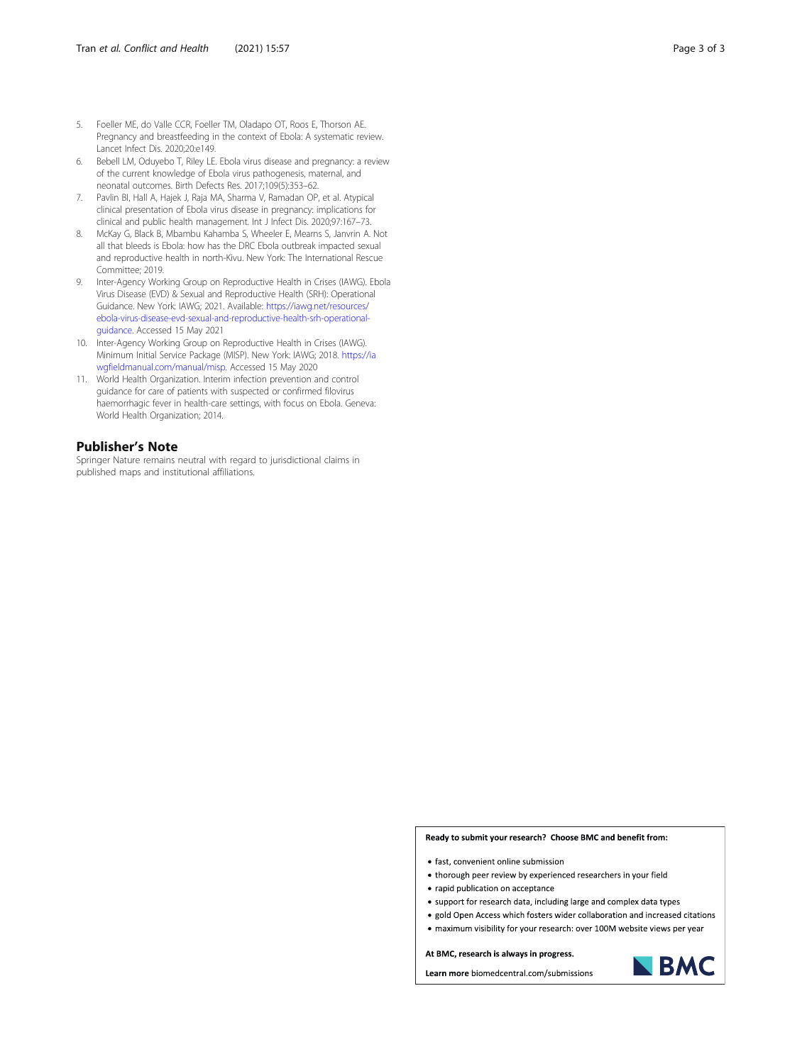5. Foeller ME, do Valle CCR, Foeller TM, Oladapo OT, Roos E, Thorson AE. Pregnancy and breastfeeding in the context of Ebola: A systematic review. Lancet Infect Dis. 2020;20:e149.
6. Bebell LM, Oduyebo T, Riley LE. Ebola virus disease and pregnancy: a review of the current knowledge of Ebola virus pathogenesis, maternal, and neonatal outcomes. Birth Defects Res. 2017;109(5):353–62.
7. Pavlin BI, Hall A, Hajek J, Raja MA, Sharma V, Ramadan OP, et al. Atypical clinical presentation of Ebola virus disease in pregnancy: implications for clinical and public health management. Int J Infect Dis. 2020;97:167–73.
8. McKay G, Black B, Mbambu Kahamba S, Wheeler E, Mearns S, Janvrin A. Not all that bleeds is Ebola: how has the DRC Ebola outbreak impacted sexual and reproductive health in north-Kivu. New York: The International Rescue Committee; 2019.
9. Inter-Agency Working Group on Reproductive Health in Crises (IAWG). Ebola Virus Disease (EVD) & Sexual and Reproductive Health (SRH): Operational Guidance. New York: IAWG; 2021. Available: https://iawg.net/resources/ebola-virus-disease-evd-sexual-and-reproductive-health-srh-operational-guidance. Accessed 15 May 2021
10. Inter-Agency Working Group on Reproductive Health in Crises (IAWG). Minimum Initial Service Package (MISP). New York: IAWG; 2018. https://iawgfieldmanual.com/manual/misp. Accessed 15 May 2020
11. World Health Organization. Interim infection prevention and control guidance for care of patients with suspected or confirmed filovirus haemorrhagic fever in health-care settings, with focus on Ebola. Geneva: World Health Organization; 2014.

## Publisher's Note

Springer Nature remains neutral with regard to jurisdictional claims in published maps and institutional affiliations.

**Ready to submit your research? Choose BMC and benefit from:**

- fast, convenient online submission
- thorough peer review by experienced researchers in your field
- rapid publication on acceptance
- support for research data, including large and complex data types
- gold Open Access which fosters wider collaboration and increased citations
- maximum visibility for your research: over 100M website views per year

**At BMC, research is always in progress.**

**Learn more** biomedcentral.com/submissions

BMC